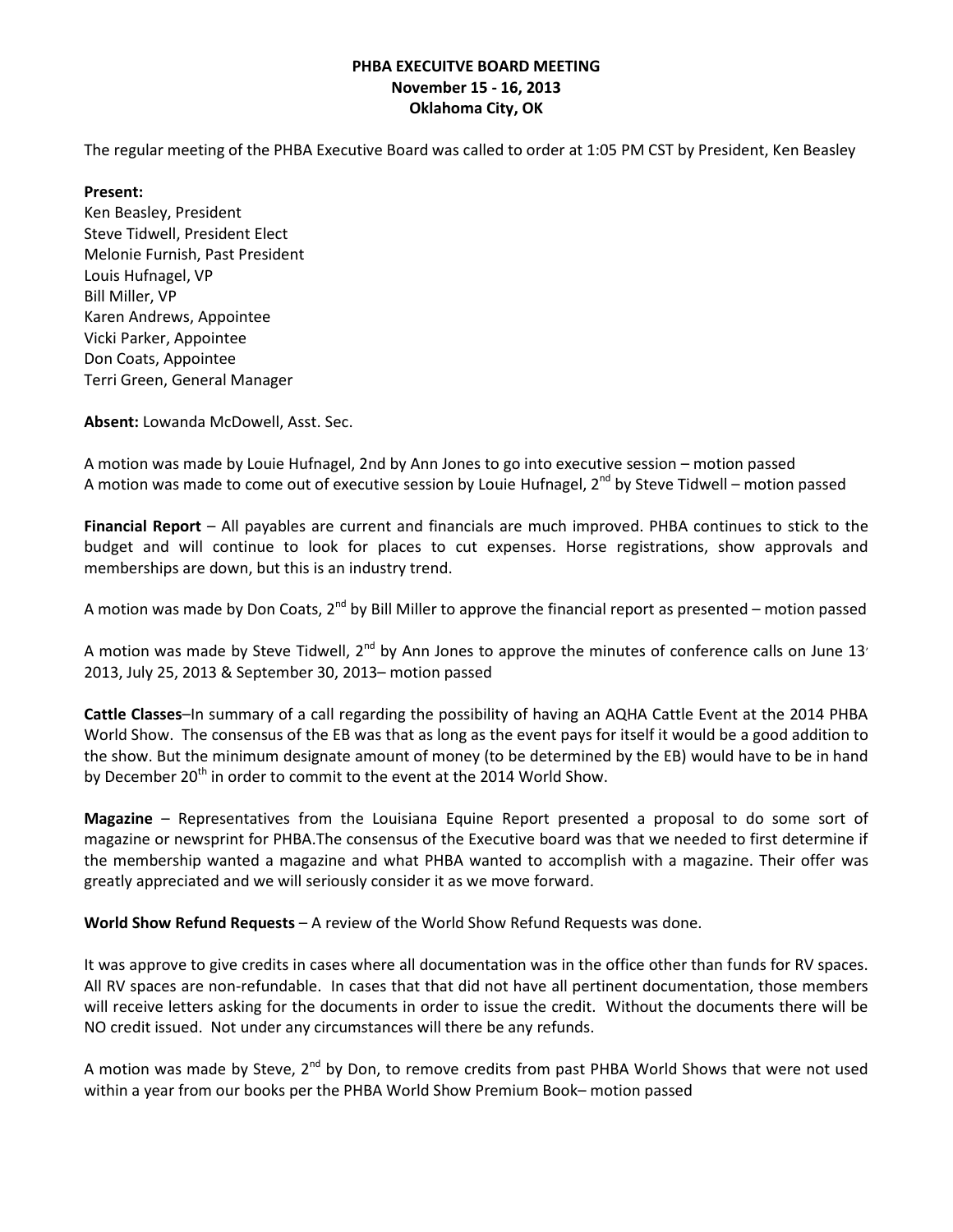**PHBA EXECUITVE BOARD MEETING**
**November 15 - 16, 2013**
**Oklahoma City, OK**

The regular meeting of the PHBA Executive Board was called to order at 1:05 PM CST by President, Ken Beasley

**Present:**
Ken Beasley, President
Steve Tidwell, President Elect
Melonie Furnish, Past President
Louis Hufnagel, VP
Bill Miller, VP
Karen Andrews, Appointee
Vicki Parker, Appointee
Don Coats, Appointee
Terri Green, General Manager

**Absent:** Lowanda McDowell, Asst. Sec.

A motion was made by Louie Hufnagel, 2nd by Ann Jones to go into executive session – motion passed
A motion was made to come out of executive session by Louie Hufnagel, 2nd by Steve Tidwell – motion passed

**Financial Report** – All payables are current and financials are much improved. PHBA continues to stick to the budget and will continue to look for places to cut expenses. Horse registrations, show approvals and memberships are down, but this is an industry trend.

A motion was made by Don Coats, 2nd by Bill Miller to approve the financial report as presented – motion passed

A motion was made by Steve Tidwell, 2nd by Ann Jones to approve the minutes of conference calls on June 13, 2013, July 25, 2013 & September 30, 2013– motion passed

**Cattle Classes**–In summary of a call regarding the possibility of having an AQHA Cattle Event at the 2014 PHBA World Show. The consensus of the EB was that as long as the event pays for itself it would be a good addition to the show. But the minimum designate amount of money (to be determined by the EB) would have to be in hand by December 20th in order to commit to the event at the 2014 World Show.

**Magazine** – Representatives from the Louisiana Equine Report presented a proposal to do some sort of magazine or newsprint for PHBA.The consensus of the Executive board was that we needed to first determine if the membership wanted a magazine and what PHBA wanted to accomplish with a magazine. Their offer was greatly appreciated and we will seriously consider it as we move forward.

**World Show Refund Requests** – A review of the World Show Refund Requests was done.

It was approve to give credits in cases where all documentation was in the office other than funds for RV spaces. All RV spaces are non-refundable. In cases that that did not have all pertinent documentation, those members will receive letters asking for the documents in order to issue the credit. Without the documents there will be NO credit issued. Not under any circumstances will there be any refunds.

A motion was made by Steve, 2nd by Don, to remove credits from past PHBA World Shows that were not used within a year from our books per the PHBA World Show Premium Book– motion passed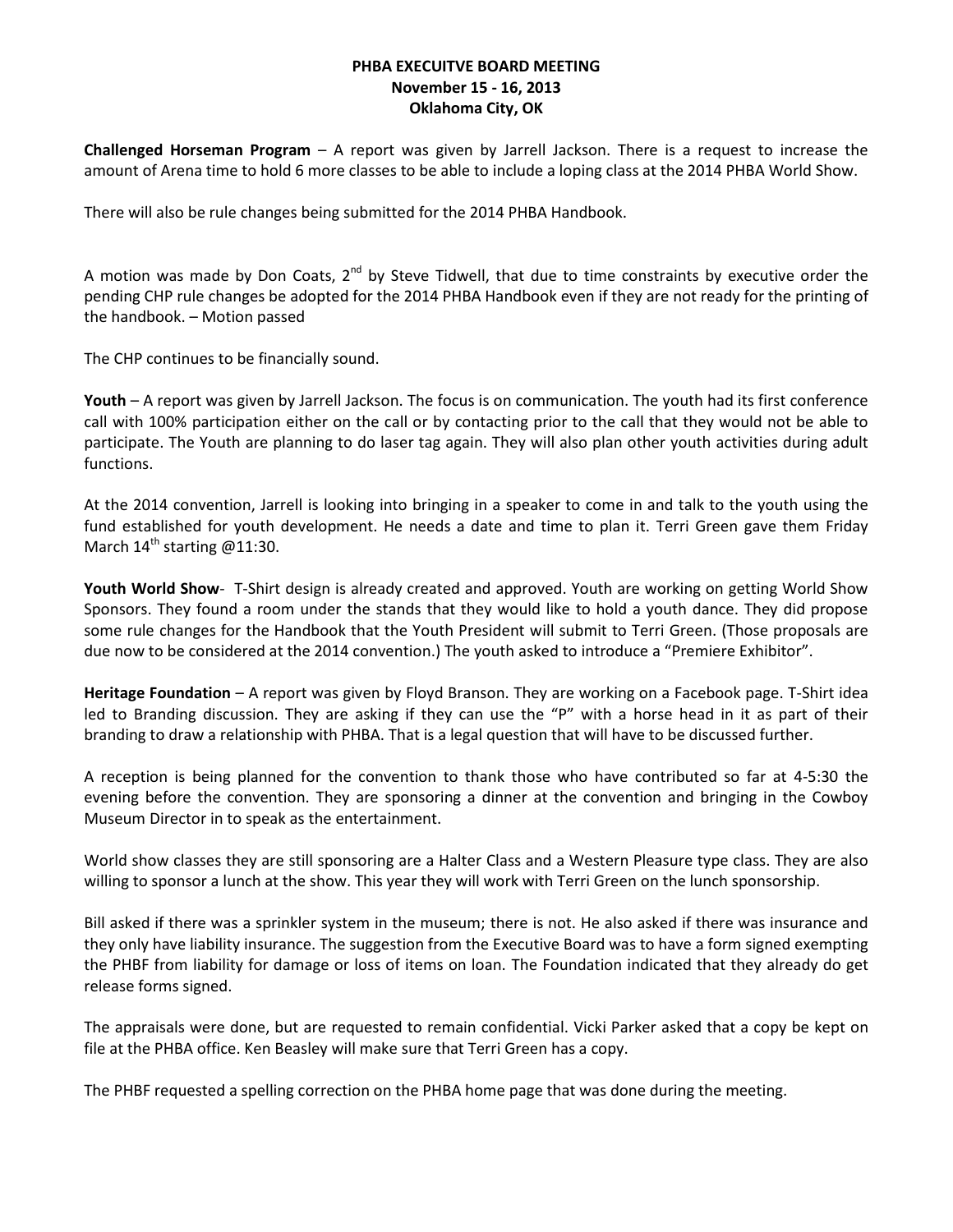**PHBA EXECUITVE BOARD MEETING**
**November 15 - 16, 2013**
**Oklahoma City, OK**

**Challenged Horseman Program** – A report was given by Jarrell Jackson. There is a request to increase the amount of Arena time to hold 6 more classes to be able to include a loping class at the 2014 PHBA World Show.

There will also be rule changes being submitted for the 2014 PHBA Handbook.

A motion was made by Don Coats, 2nd by Steve Tidwell, that due to time constraints by executive order the pending CHP rule changes be adopted for the 2014 PHBA Handbook even if they are not ready for the printing of the handbook. – Motion passed

The CHP continues to be financially sound.

**Youth** – A report was given by Jarrell Jackson. The focus is on communication. The youth had its first conference call with 100% participation either on the call or by contacting prior to the call that they would not be able to participate. The Youth are planning to do laser tag again. They will also plan other youth activities during adult functions.

At the 2014 convention, Jarrell is looking into bringing in a speaker to come in and talk to the youth using the fund established for youth development. He needs a date and time to plan it. Terri Green gave them Friday March 14th starting @11:30.

**Youth World Show**- T-Shirt design is already created and approved. Youth are working on getting World Show Sponsors. They found a room under the stands that they would like to hold a youth dance. They did propose some rule changes for the Handbook that the Youth President will submit to Terri Green. (Those proposals are due now to be considered at the 2014 convention.) The youth asked to introduce a "Premiere Exhibitor".

**Heritage Foundation** – A report was given by Floyd Branson. They are working on a Facebook page. T-Shirt idea led to Branding discussion. They are asking if they can use the "P" with a horse head in it as part of their branding to draw a relationship with PHBA. That is a legal question that will have to be discussed further.

A reception is being planned for the convention to thank those who have contributed so far at 4-5:30 the evening before the convention. They are sponsoring a dinner at the convention and bringing in the Cowboy Museum Director in to speak as the entertainment.

World show classes they are still sponsoring are a Halter Class and a Western Pleasure type class. They are also willing to sponsor a lunch at the show. This year they will work with Terri Green on the lunch sponsorship.

Bill asked if there was a sprinkler system in the museum; there is not. He also asked if there was insurance and they only have liability insurance. The suggestion from the Executive Board was to have a form signed exempting the PHBF from liability for damage or loss of items on loan. The Foundation indicated that they already do get release forms signed.

The appraisals were done, but are requested to remain confidential. Vicki Parker asked that a copy be kept on file at the PHBA office. Ken Beasley will make sure that Terri Green has a copy.

The PHBF requested a spelling correction on the PHBA home page that was done during the meeting.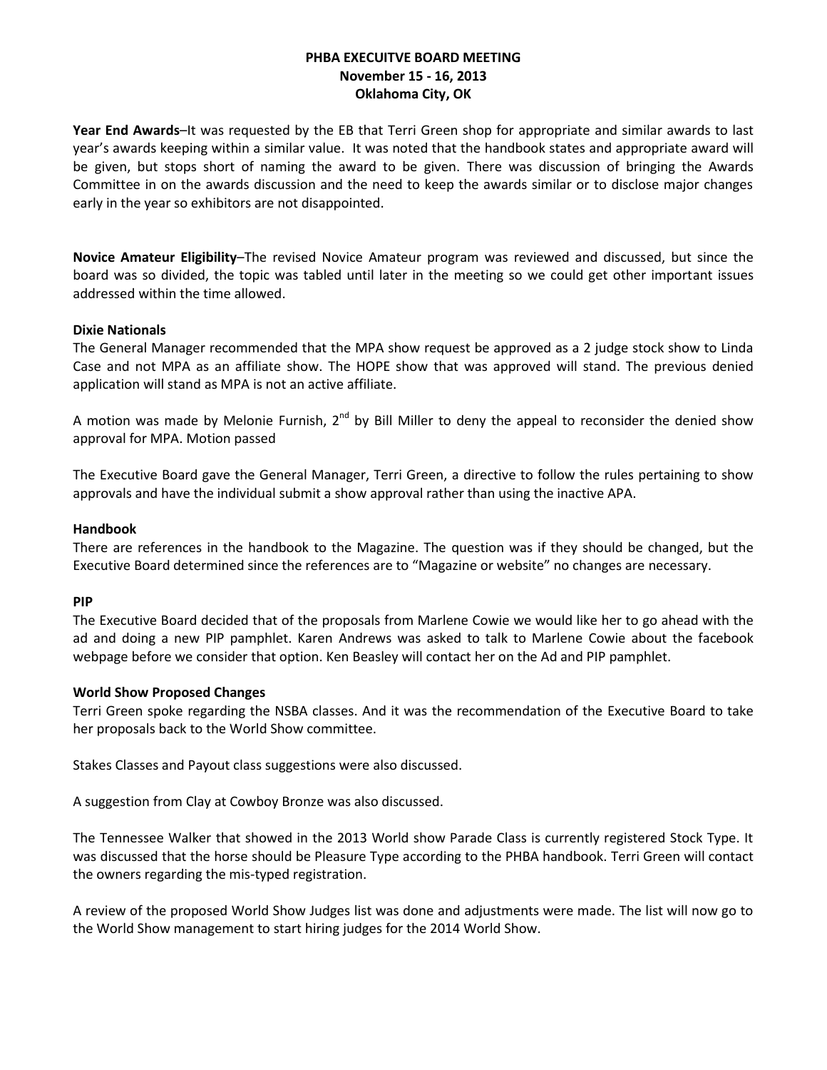**PHBA EXECUITVE BOARD MEETING**
**November 15 - 16, 2013**
**Oklahoma City, OK**

**Year End Awards**–It was requested by the EB that Terri Green shop for appropriate and similar awards to last year's awards keeping within a similar value. It was noted that the handbook states and appropriate award will be given, but stops short of naming the award to be given. There was discussion of bringing the Awards Committee in on the awards discussion and the need to keep the awards similar or to disclose major changes early in the year so exhibitors are not disappointed.

**Novice Amateur Eligibility**–The revised Novice Amateur program was reviewed and discussed, but since the board was so divided, the topic was tabled until later in the meeting so we could get other important issues addressed within the time allowed.

**Dixie Nationals**

The General Manager recommended that the MPA show request be approved as a 2 judge stock show to Linda Case and not MPA as an affiliate show. The HOPE show that was approved will stand. The previous denied application will stand as MPA is not an active affiliate.

A motion was made by Melonie Furnish, 2nd by Bill Miller to deny the appeal to reconsider the denied show approval for MPA. Motion passed

The Executive Board gave the General Manager, Terri Green, a directive to follow the rules pertaining to show approvals and have the individual submit a show approval rather than using the inactive APA.

**Handbook**

There are references in the handbook to the Magazine. The question was if they should be changed, but the Executive Board determined since the references are to "Magazine or website" no changes are necessary.

**PIP**

The Executive Board decided that of the proposals from Marlene Cowie we would like her to go ahead with the ad and doing a new PIP pamphlet. Karen Andrews was asked to talk to Marlene Cowie about the facebook webpage before we consider that option. Ken Beasley will contact her on the Ad and PIP pamphlet.

**World Show Proposed Changes**

Terri Green spoke regarding the NSBA classes. And it was the recommendation of the Executive Board to take her proposals back to the World Show committee.

Stakes Classes and Payout class suggestions were also discussed.

A suggestion from Clay at Cowboy Bronze was also discussed.

The Tennessee Walker that showed in the 2013 World show Parade Class is currently registered Stock Type. It was discussed that the horse should be Pleasure Type according to the PHBA handbook. Terri Green will contact the owners regarding the mis-typed registration.

A review of the proposed World Show Judges list was done and adjustments were made. The list will now go to the World Show management to start hiring judges for the 2014 World Show.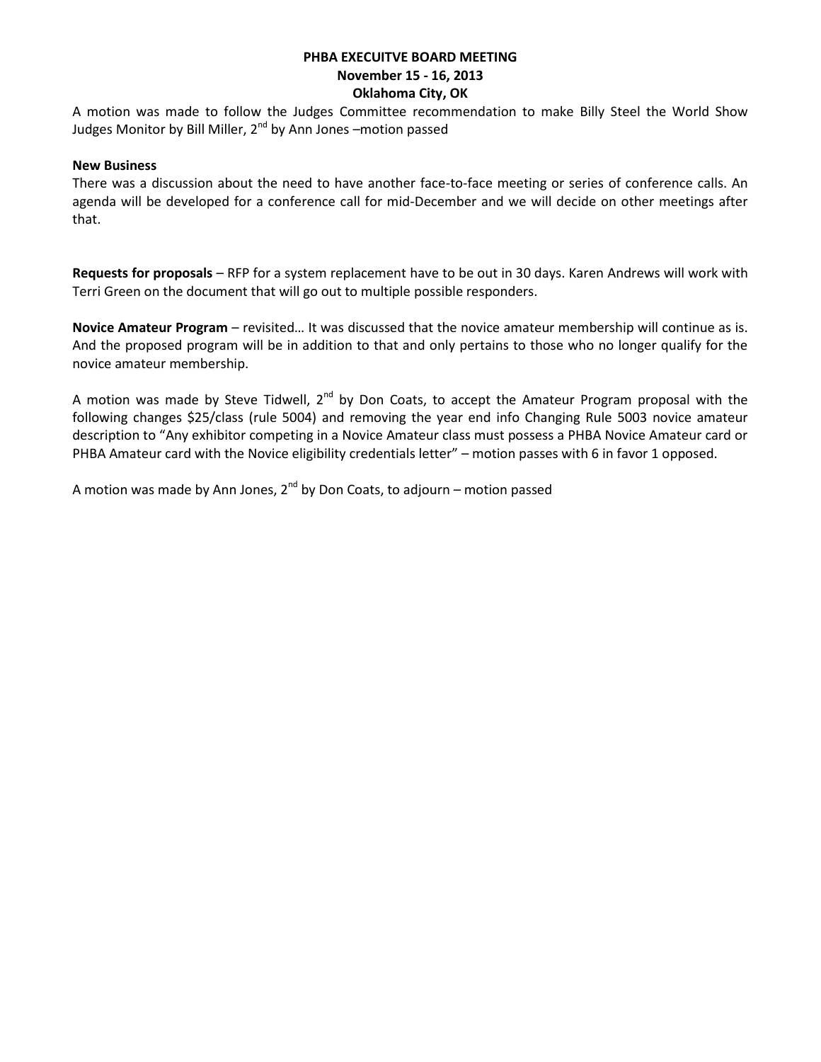**PHBA EXECUITVE BOARD MEETING**
**November 15 - 16, 2013**
**Oklahoma City, OK**

A motion was made to follow the Judges Committee recommendation to make Billy Steel the World Show Judges Monitor by Bill Miller, 2nd by Ann Jones –motion passed

**New Business**

There was a discussion about the need to have another face-to-face meeting or series of conference calls. An agenda will be developed for a conference call for mid-December and we will decide on other meetings after that.

**Requests for proposals** – RFP for a system replacement have to be out in 30 days. Karen Andrews will work with Terri Green on the document that will go out to multiple possible responders.

**Novice Amateur Program** – revisited… It was discussed that the novice amateur membership will continue as is. And the proposed program will be in addition to that and only pertains to those who no longer qualify for the novice amateur membership.

A motion was made by Steve Tidwell, 2nd by Don Coats, to accept the Amateur Program proposal with the following changes $25/class (rule 5004) and removing the year end info Changing Rule 5003 novice amateur description to "Any exhibitor competing in a Novice Amateur class must possess a PHBA Novice Amateur card or PHBA Amateur card with the Novice eligibility credentials letter" – motion passes with 6 in favor 1 opposed.

A motion was made by Ann Jones, 2nd by Don Coats, to adjourn – motion passed